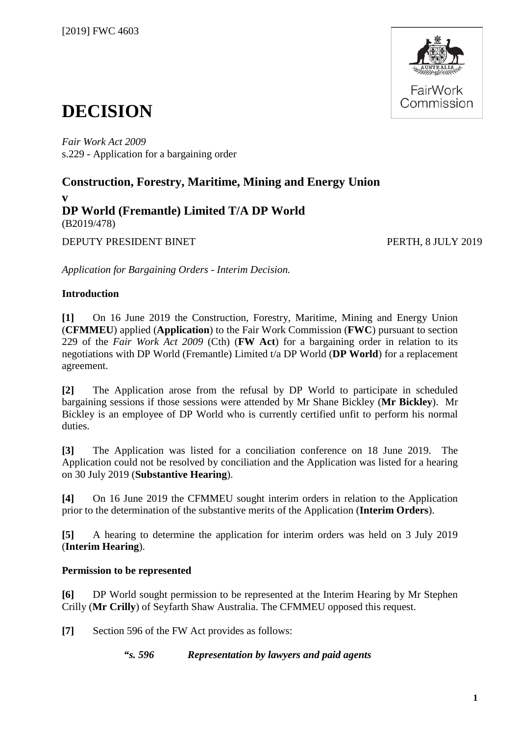[2019] FWC 4603

# DECISION

*Fair Work Act 2009*
s.229 - Application for a bargaining order

## Construction, Forestry, Maritime, Mining and Energy Union
**v**
## DP World (Fremantle) Limited T/A DP World
(B2019/478)

DEPUTY PRESIDENT BINET — PERTH, 8 JULY 2019

*Application for Bargaining Orders - Interim Decision.*

### Introduction

**[1]** On 16 June 2019 the Construction, Forestry, Maritime, Mining and Energy Union (**CFMMEU**) applied (**Application**) to the Fair Work Commission (**FWC**) pursuant to section 229 of the *Fair Work Act 2009* (Cth) (**FW Act**) for a bargaining order in relation to its negotiations with DP World (Fremantle) Limited t/a DP World (**DP World**) for a replacement agreement.

**[2]** The Application arose from the refusal by DP World to participate in scheduled bargaining sessions if those sessions were attended by Mr Shane Bickley (**Mr Bickley**). Mr Bickley is an employee of DP World who is currently certified unfit to perform his normal duties.

**[3]** The Application was listed for a conciliation conference on 18 June 2019. The Application could not be resolved by conciliation and the Application was listed for a hearing on 30 July 2019 (**Substantive Hearing**).

**[4]** On 16 June 2019 the CFMMEU sought interim orders in relation to the Application prior to the determination of the substantive merits of the Application (**Interim Orders**).

**[5]** A hearing to determine the application for interim orders was held on 3 July 2019 (**Interim Hearing**).

### Permission to be represented

**[6]** DP World sought permission to be represented at the Interim Hearing by Mr Stephen Crilly (**Mr Crilly**) of Seyfarth Shaw Australia. The CFMMEU opposed this request.

**[7]** Section 596 of the FW Act provides as follows:

> ***"s. 596 Representation by lawyers and paid agents***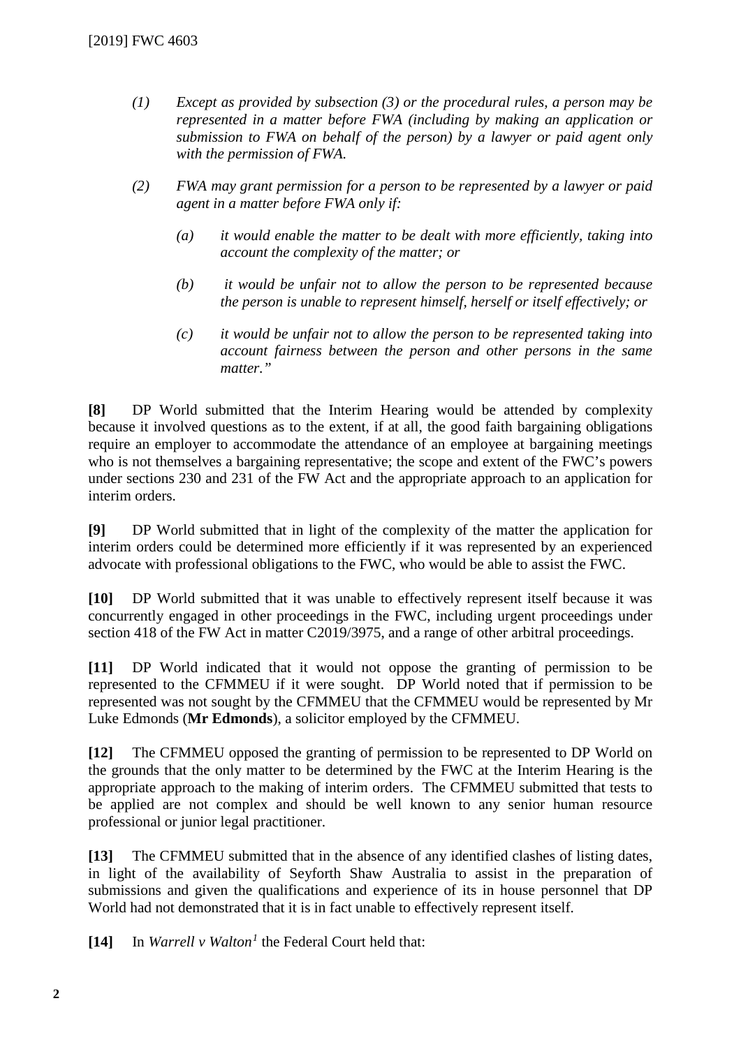> *(1) Except as provided by subsection (3) or the procedural rules, a person may be represented in a matter before FWA (including by making an application or submission to FWA on behalf of the person) by a lawyer or paid agent only with the permission of FWA.*
>
> *(2) FWA may grant permission for a person to be represented by a lawyer or paid agent in a matter before FWA only if:*
>
> > *(a) it would enable the matter to be dealt with more efficiently, taking into account the complexity of the matter; or*
> >
> > *(b) it would be unfair not to allow the person to be represented because the person is unable to represent himself, herself or itself effectively; or*
> >
> > *(c) it would be unfair not to allow the person to be represented taking into account fairness between the person and other persons in the same matter."*

**[8]** DP World submitted that the Interim Hearing would be attended by complexity because it involved questions as to the extent, if at all, the good faith bargaining obligations require an employer to accommodate the attendance of an employee at bargaining meetings who is not themselves a bargaining representative; the scope and extent of the FWC's powers under sections 230 and 231 of the FW Act and the appropriate approach to an application for interim orders.

**[9]** DP World submitted that in light of the complexity of the matter the application for interim orders could be determined more efficiently if it was represented by an experienced advocate with professional obligations to the FWC, who would be able to assist the FWC.

**[10]** DP World submitted that it was unable to effectively represent itself because it was concurrently engaged in other proceedings in the FWC, including urgent proceedings under section 418 of the FW Act in matter C2019/3975, and a range of other arbitral proceedings.

**[11]** DP World indicated that it would not oppose the granting of permission to be represented to the CFMMEU if it were sought. DP World noted that if permission to be represented was not sought by the CFMMEU that the CFMMEU would be represented by Mr Luke Edmonds (**Mr Edmonds**), a solicitor employed by the CFMMEU.

**[12]** The CFMMEU opposed the granting of permission to be represented to DP World on the grounds that the only matter to be determined by the FWC at the Interim Hearing is the appropriate approach to the making of interim orders. The CFMMEU submitted that tests to be applied are not complex and should be well known to any senior human resource professional or junior legal practitioner.

**[13]** The CFMMEU submitted that in the absence of any identified clashes of listing dates, in light of the availability of Seyforth Shaw Australia to assist in the preparation of submissions and given the qualifications and experience of its in house personnel that DP World had not demonstrated that it is in fact unable to effectively represent itself.

**[14]** In *Warrell v Walton*[1] the Federal Court held that: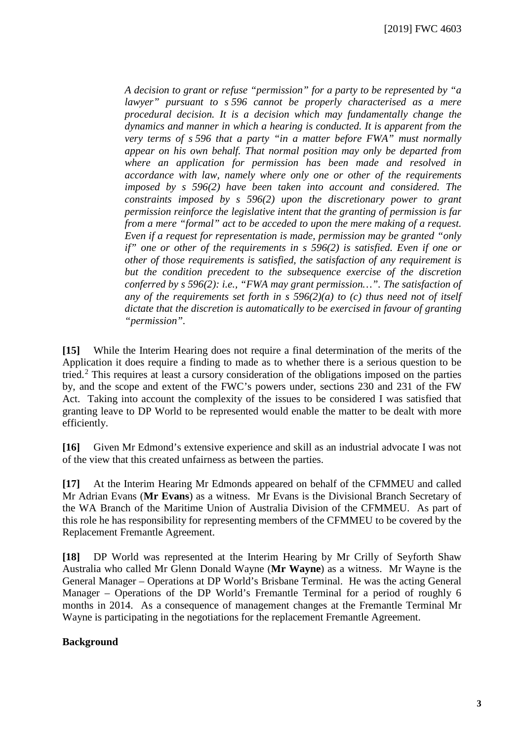> *A decision to grant or refuse "permission" for a party to be represented by "a lawyer" pursuant to s 596 cannot be properly characterised as a mere procedural decision. It is a decision which may fundamentally change the dynamics and manner in which a hearing is conducted. It is apparent from the very terms of s 596 that a party "in a matter before FWA" must normally appear on his own behalf. That normal position may only be departed from where an application for permission has been made and resolved in accordance with law, namely where only one or other of the requirements imposed by s 596(2) have been taken into account and considered. The constraints imposed by s 596(2) upon the discretionary power to grant permission reinforce the legislative intent that the granting of permission is far from a mere "formal" act to be acceded to upon the mere making of a request. Even if a request for representation is made, permission may be granted "only if" one or other of the requirements in s 596(2) is satisfied. Even if one or other of those requirements is satisfied, the satisfaction of any requirement is but the condition precedent to the subsequence exercise of the discretion conferred by s 596(2): i.e., "FWA may grant permission…". The satisfaction of any of the requirements set forth in s 596(2)(a) to (c) thus need not of itself dictate that the discretion is automatically to be exercised in favour of granting "permission".*

**[15]** While the Interim Hearing does not require a final determination of the merits of the Application it does require a finding to made as to whether there is a serious question to be tried.[2] This requires at least a cursory consideration of the obligations imposed on the parties by, and the scope and extent of the FWC's powers under, sections 230 and 231 of the FW Act. Taking into account the complexity of the issues to be considered I was satisfied that granting leave to DP World to be represented would enable the matter to be dealt with more efficiently.

**[16]** Given Mr Edmond's extensive experience and skill as an industrial advocate I was not of the view that this created unfairness as between the parties.

**[17]** At the Interim Hearing Mr Edmonds appeared on behalf of the CFMMEU and called Mr Adrian Evans (**Mr Evans**) as a witness. Mr Evans is the Divisional Branch Secretary of the WA Branch of the Maritime Union of Australia Division of the CFMMEU. As part of this role he has responsibility for representing members of the CFMMEU to be covered by the Replacement Fremantle Agreement.

**[18]** DP World was represented at the Interim Hearing by Mr Crilly of Seyforth Shaw Australia who called Mr Glenn Donald Wayne (**Mr Wayne**) as a witness. Mr Wayne is the General Manager – Operations at DP World's Brisbane Terminal. He was the acting General Manager – Operations of the DP World's Fremantle Terminal for a period of roughly 6 months in 2014. As a consequence of management changes at the Fremantle Terminal Mr Wayne is participating in the negotiations for the replacement Fremantle Agreement.

## Background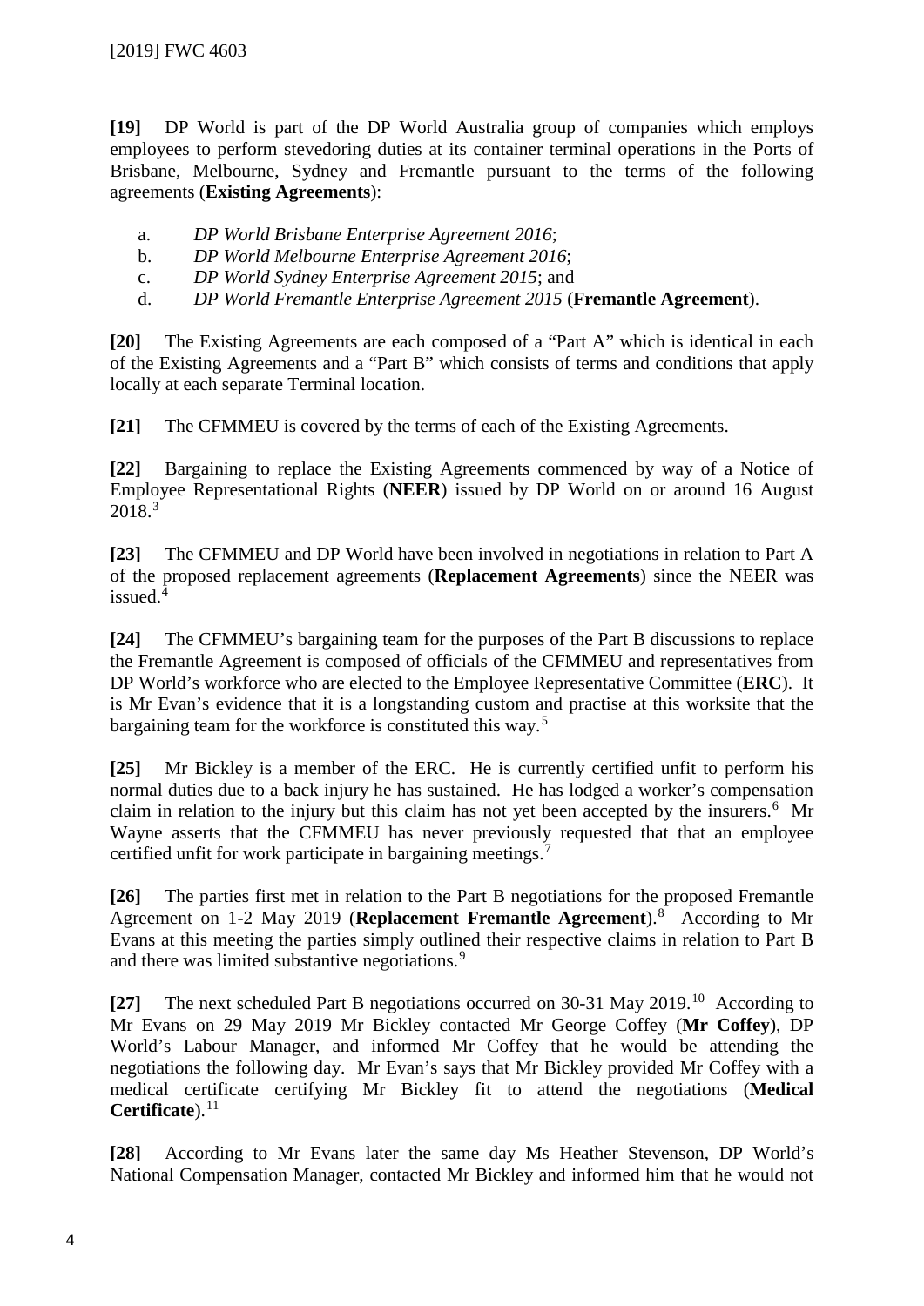**[19]** DP World is part of the DP World Australia group of companies which employs employees to perform stevedoring duties at its container terminal operations in the Ports of Brisbane, Melbourne, Sydney and Fremantle pursuant to the terms of the following agreements (**Existing Agreements**):

a. *DP World Brisbane Enterprise Agreement 2016*;
b. *DP World Melbourne Enterprise Agreement 2016*;
c. *DP World Sydney Enterprise Agreement 2015*; and
d. *DP World Fremantle Enterprise Agreement 2015* (**Fremantle Agreement**).

**[20]** The Existing Agreements are each composed of a "Part A" which is identical in each of the Existing Agreements and a "Part B" which consists of terms and conditions that apply locally at each separate Terminal location.

**[21]** The CFMMEU is covered by the terms of each of the Existing Agreements.

**[22]** Bargaining to replace the Existing Agreements commenced by way of a Notice of Employee Representational Rights (**NEER**) issued by DP World on or around 16 August 2018.[3]

**[23]** The CFMMEU and DP World have been involved in negotiations in relation to Part A of the proposed replacement agreements (**Replacement Agreements**) since the NEER was issued.[4]

**[24]** The CFMMEU's bargaining team for the purposes of the Part B discussions to replace the Fremantle Agreement is composed of officials of the CFMMEU and representatives from DP World's workforce who are elected to the Employee Representative Committee (**ERC**). It is Mr Evan's evidence that it is a longstanding custom and practise at this worksite that the bargaining team for the workforce is constituted this way.[5]

**[25]** Mr Bickley is a member of the ERC. He is currently certified unfit to perform his normal duties due to a back injury he has sustained. He has lodged a worker's compensation claim in relation to the injury but this claim has not yet been accepted by the insurers.[6] Mr Wayne asserts that the CFMMEU has never previously requested that that an employee certified unfit for work participate in bargaining meetings.[7]

**[26]** The parties first met in relation to the Part B negotiations for the proposed Fremantle Agreement on 1-2 May 2019 (**Replacement Fremantle Agreement**).[8] According to Mr Evans at this meeting the parties simply outlined their respective claims in relation to Part B and there was limited substantive negotiations.[9]

**[27]** The next scheduled Part B negotiations occurred on 30-31 May 2019.[10] According to Mr Evans on 29 May 2019 Mr Bickley contacted Mr George Coffey (**Mr Coffey**), DP World's Labour Manager, and informed Mr Coffey that he would be attending the negotiations the following day. Mr Evan's says that Mr Bickley provided Mr Coffey with a medical certificate certifying Mr Bickley fit to attend the negotiations (**Medical Certificate**).[11]

**[28]** According to Mr Evans later the same day Ms Heather Stevenson, DP World's National Compensation Manager, contacted Mr Bickley and informed him that he would not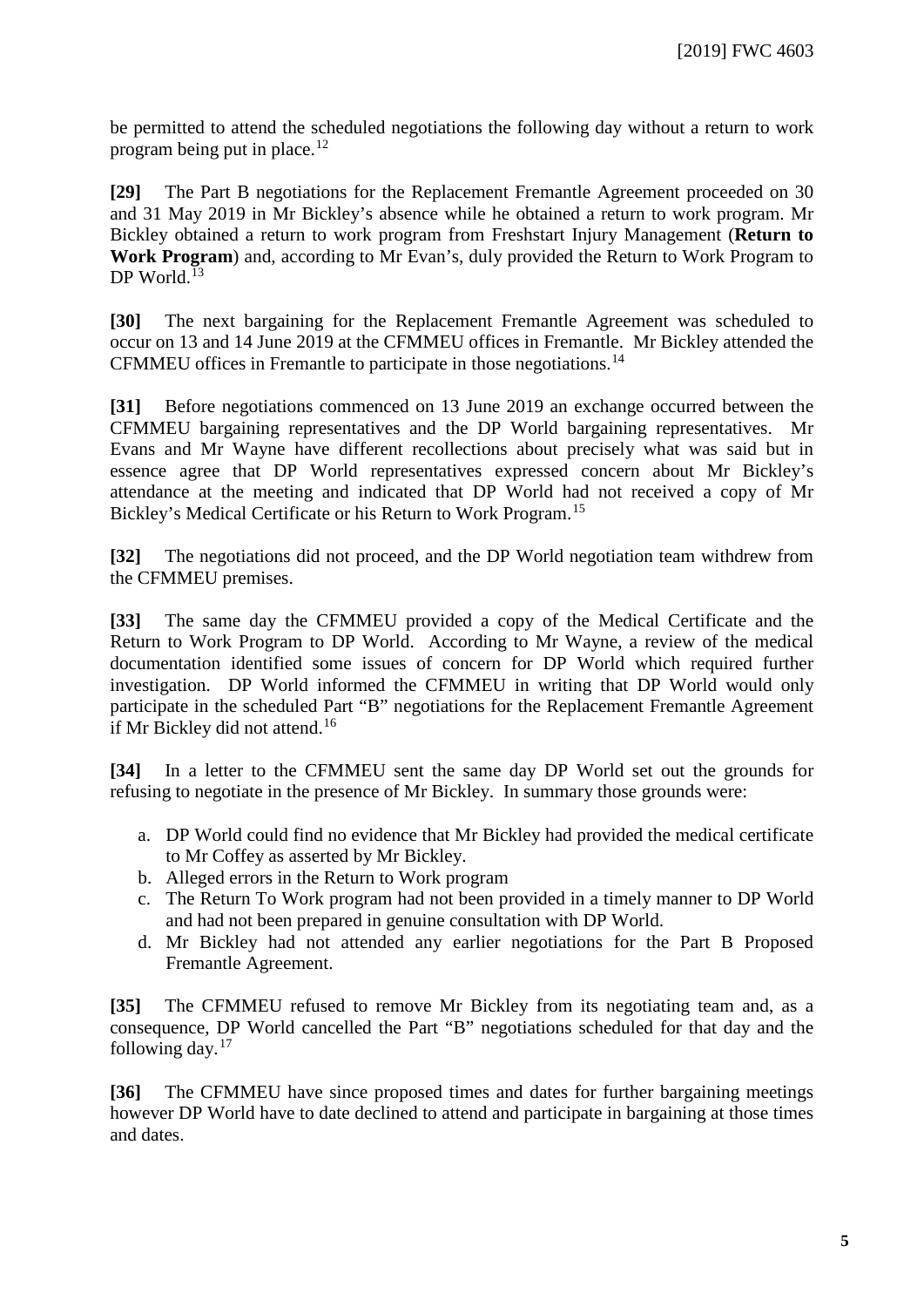be permitted to attend the scheduled negotiations the following day without a return to work program being put in place.[12]

**[29]** The Part B negotiations for the Replacement Fremantle Agreement proceeded on 30 and 31 May 2019 in Mr Bickley's absence while he obtained a return to work program. Mr Bickley obtained a return to work program from Freshstart Injury Management (**Return to Work Program**) and, according to Mr Evan's, duly provided the Return to Work Program to DP World.[13]

**[30]** The next bargaining for the Replacement Fremantle Agreement was scheduled to occur on 13 and 14 June 2019 at the CFMMEU offices in Fremantle. Mr Bickley attended the CFMMEU offices in Fremantle to participate in those negotiations.[14]

**[31]** Before negotiations commenced on 13 June 2019 an exchange occurred between the CFMMEU bargaining representatives and the DP World bargaining representatives. Mr Evans and Mr Wayne have different recollections about precisely what was said but in essence agree that DP World representatives expressed concern about Mr Bickley's attendance at the meeting and indicated that DP World had not received a copy of Mr Bickley's Medical Certificate or his Return to Work Program.[15]

**[32]** The negotiations did not proceed, and the DP World negotiation team withdrew from the CFMMEU premises.

**[33]** The same day the CFMMEU provided a copy of the Medical Certificate and the Return to Work Program to DP World. According to Mr Wayne, a review of the medical documentation identified some issues of concern for DP World which required further investigation. DP World informed the CFMMEU in writing that DP World would only participate in the scheduled Part "B" negotiations for the Replacement Fremantle Agreement if Mr Bickley did not attend.[16]

**[34]** In a letter to the CFMMEU sent the same day DP World set out the grounds for refusing to negotiate in the presence of Mr Bickley. In summary those grounds were:

a. DP World could find no evidence that Mr Bickley had provided the medical certificate to Mr Coffey as asserted by Mr Bickley.
b. Alleged errors in the Return to Work program
c. The Return To Work program had not been provided in a timely manner to DP World and had not been prepared in genuine consultation with DP World.
d. Mr Bickley had not attended any earlier negotiations for the Part B Proposed Fremantle Agreement.

**[35]** The CFMMEU refused to remove Mr Bickley from its negotiating team and, as a consequence, DP World cancelled the Part "B" negotiations scheduled for that day and the following day.[17]

**[36]** The CFMMEU have since proposed times and dates for further bargaining meetings however DP World have to date declined to attend and participate in bargaining at those times and dates.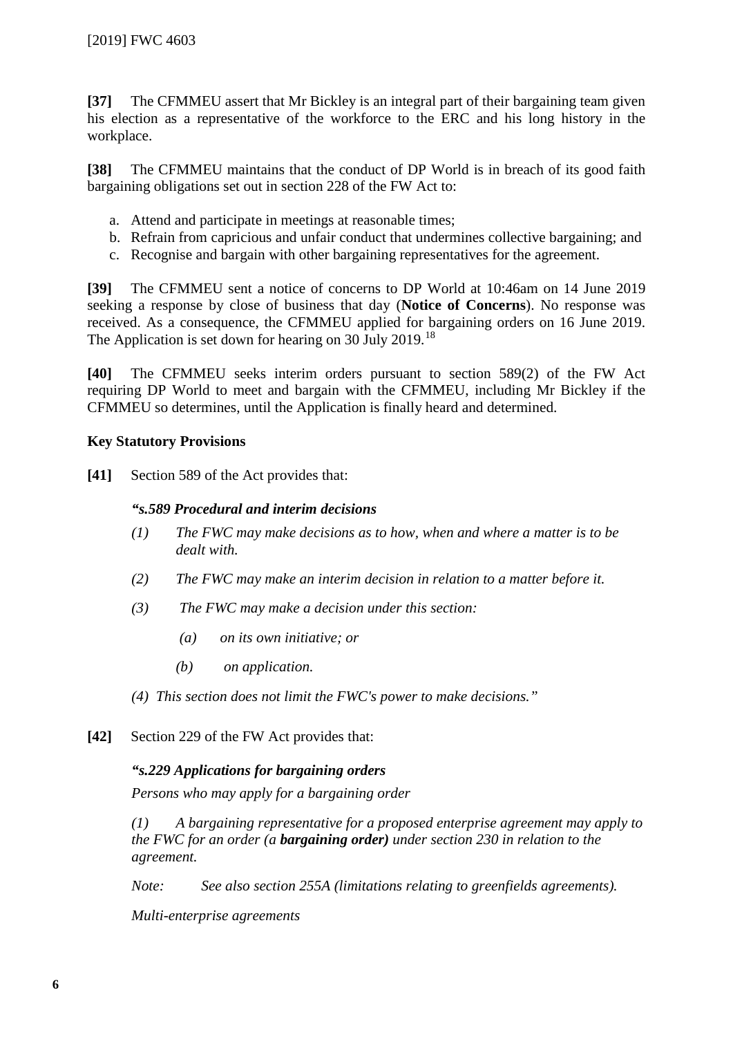**[37]** The CFMMEU assert that Mr Bickley is an integral part of their bargaining team given his election as a representative of the workforce to the ERC and his long history in the workplace.

**[38]** The CFMMEU maintains that the conduct of DP World is in breach of its good faith bargaining obligations set out in section 228 of the FW Act to:

a. Attend and participate in meetings at reasonable times;
b. Refrain from capricious and unfair conduct that undermines collective bargaining; and
c. Recognise and bargain with other bargaining representatives for the agreement.

**[39]** The CFMMEU sent a notice of concerns to DP World at 10:46am on 14 June 2019 seeking a response by close of business that day (**Notice of Concerns**). No response was received. As a consequence, the CFMMEU applied for bargaining orders on 16 June 2019. The Application is set down for hearing on 30 July 2019.[18]

**[40]** The CFMMEU seeks interim orders pursuant to section 589(2) of the FW Act requiring DP World to meet and bargain with the CFMMEU, including Mr Bickley if the CFMMEU so determines, until the Application is finally heard and determined.

**Key Statutory Provisions**

**[41]** Section 589 of the Act provides that:

> ***"s.589 Procedural and interim decisions***
>
> *(1) The FWC may make decisions as to how, when and where a matter is to be dealt with.*
>
> *(2) The FWC may make an interim decision in relation to a matter before it.*
>
> *(3) The FWC may make a decision under this section:*
>
> *(a) on its own initiative; or*
>
> *(b) on application.*
>
> *(4) This section does not limit the FWC's power to make decisions."*

**[42]** Section 229 of the FW Act provides that:

> ***"s.229 Applications for bargaining orders***
>
> *Persons who may apply for a bargaining order*
>
> *(1) A bargaining representative for a proposed enterprise agreement may apply to the FWC for an order (a* ***bargaining order)*** *under section 230 in relation to the agreement.*
>
> *Note: See also section 255A (limitations relating to greenfields agreements).*
>
> *Multi-enterprise agreements*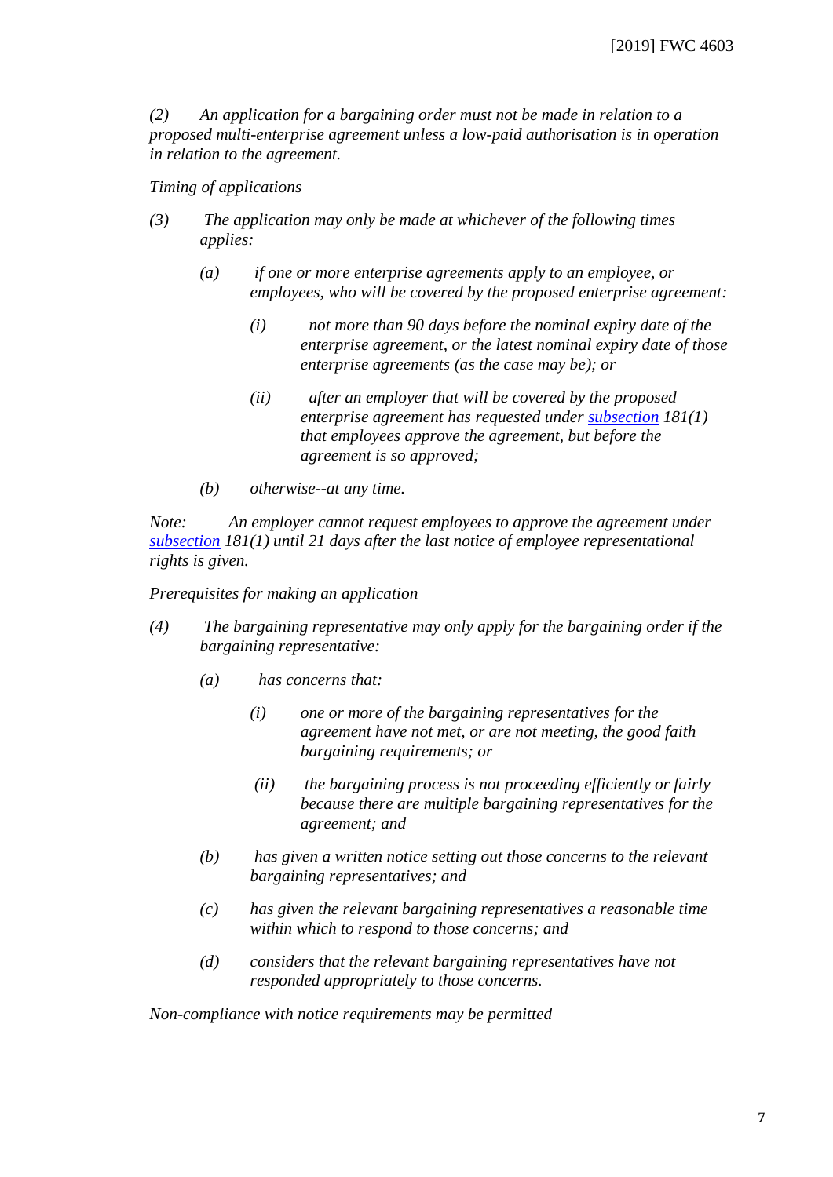*(2) An application for a bargaining order must not be made in relation to a proposed multi-enterprise agreement unless a low-paid authorisation is in operation in relation to the agreement.*

*Timing of applications*

*(3) The application may only be made at whichever of the following times applies:*

> *(a) if one or more enterprise agreements apply to an employee, or employees, who will be covered by the proposed enterprise agreement:*
>
> > *(i) not more than 90 days before the nominal expiry date of the enterprise agreement, or the latest nominal expiry date of those enterprise agreements (as the case may be); or*
> >
> > *(ii) after an employer that will be covered by the proposed enterprise agreement has requested under subsection 181(1) that employees approve the agreement, but before the agreement is so approved;*
>
> *(b) otherwise--at any time.*

*Note: An employer cannot request employees to approve the agreement under subsection 181(1) until 21 days after the last notice of employee representational rights is given.*

*Prerequisites for making an application*

*(4) The bargaining representative may only apply for the bargaining order if the bargaining representative:*

> *(a) has concerns that:*
>
> > *(i) one or more of the bargaining representatives for the agreement have not met, or are not meeting, the good faith bargaining requirements; or*
> >
> > *(ii) the bargaining process is not proceeding efficiently or fairly because there are multiple bargaining representatives for the agreement; and*
>
> *(b) has given a written notice setting out those concerns to the relevant bargaining representatives; and*
>
> *(c) has given the relevant bargaining representatives a reasonable time within which to respond to those concerns; and*
>
> *(d) considers that the relevant bargaining representatives have not responded appropriately to those concerns.*

*Non-compliance with notice requirements may be permitted*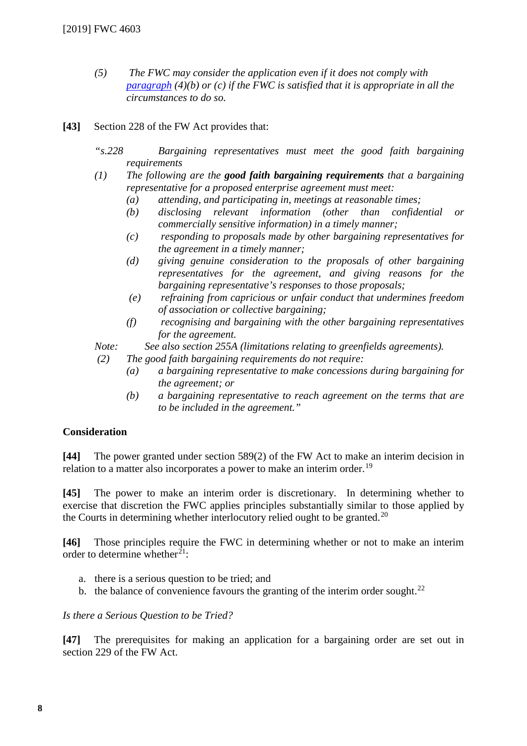*(5) The FWC may consider the application even if it does not comply with paragraph (4)(b) or (c) if the FWC is satisfied that it is appropriate in all the circumstances to do so.*

**[43]** Section 228 of the FW Act provides that:

*"s.228 Bargaining representatives must meet the good faith bargaining requirements*

*(1) The following are the **good faith bargaining requirements** that a bargaining representative for a proposed enterprise agreement must meet:*

*(a) attending, and participating in, meetings at reasonable times;*

*(b) disclosing relevant information (other than confidential or commercially sensitive information) in a timely manner;*

*(c) responding to proposals made by other bargaining representatives for the agreement in a timely manner;*

*(d) giving genuine consideration to the proposals of other bargaining representatives for the agreement, and giving reasons for the bargaining representative's responses to those proposals;*

*(e) refraining from capricious or unfair conduct that undermines freedom of association or collective bargaining;*

*(f) recognising and bargaining with the other bargaining representatives for the agreement.*

*Note: See also section 255A (limitations relating to greenfields agreements).*

*(2) The good faith bargaining requirements do not require:*

*(a) a bargaining representative to make concessions during bargaining for the agreement; or*

*(b) a bargaining representative to reach agreement on the terms that are to be included in the agreement."*

**Consideration**

**[44]** The power granted under section 589(2) of the FW Act to make an interim decision in relation to a matter also incorporates a power to make an interim order.[19]

**[45]** The power to make an interim order is discretionary. In determining whether to exercise that discretion the FWC applies principles substantially similar to those applied by the Courts in determining whether interlocutory relied ought to be granted.[20]

**[46]** Those principles require the FWC in determining whether or not to make an interim order to determine whether[21]:

a. there is a serious question to be tried; and
b. the balance of convenience favours the granting of the interim order sought.[22]

*Is there a Serious Question to be Tried?*

**[47]** The prerequisites for making an application for a bargaining order are set out in section 229 of the FW Act.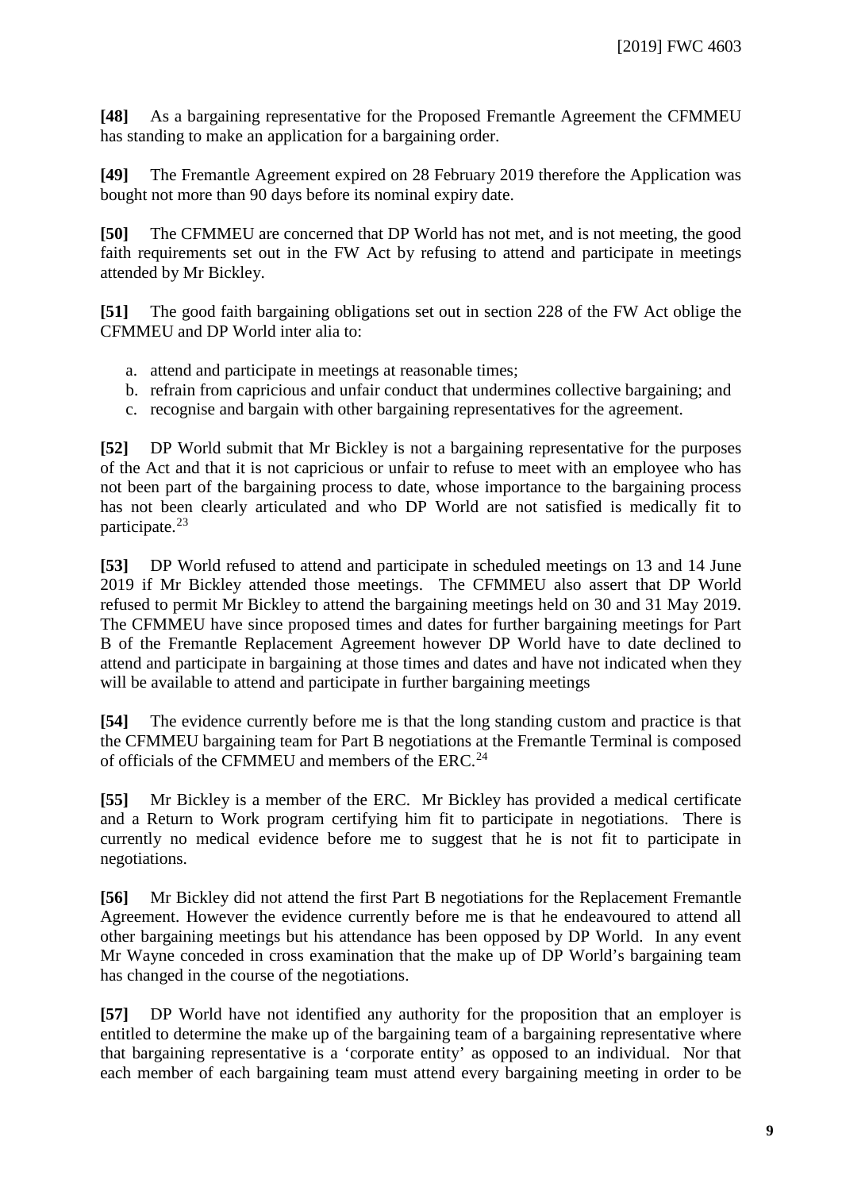**[48]** As a bargaining representative for the Proposed Fremantle Agreement the CFMMEU has standing to make an application for a bargaining order.

**[49]** The Fremantle Agreement expired on 28 February 2019 therefore the Application was bought not more than 90 days before its nominal expiry date.

**[50]** The CFMMEU are concerned that DP World has not met, and is not meeting, the good faith requirements set out in the FW Act by refusing to attend and participate in meetings attended by Mr Bickley.

**[51]** The good faith bargaining obligations set out in section 228 of the FW Act oblige the CFMMEU and DP World inter alia to:

a. attend and participate in meetings at reasonable times;
b. refrain from capricious and unfair conduct that undermines collective bargaining; and
c. recognise and bargain with other bargaining representatives for the agreement.

**[52]** DP World submit that Mr Bickley is not a bargaining representative for the purposes of the Act and that it is not capricious or unfair to refuse to meet with an employee who has not been part of the bargaining process to date, whose importance to the bargaining process has not been clearly articulated and who DP World are not satisfied is medically fit to participate.[23]

**[53]** DP World refused to attend and participate in scheduled meetings on 13 and 14 June 2019 if Mr Bickley attended those meetings. The CFMMEU also assert that DP World refused to permit Mr Bickley to attend the bargaining meetings held on 30 and 31 May 2019. The CFMMEU have since proposed times and dates for further bargaining meetings for Part B of the Fremantle Replacement Agreement however DP World have to date declined to attend and participate in bargaining at those times and dates and have not indicated when they will be available to attend and participate in further bargaining meetings

**[54]** The evidence currently before me is that the long standing custom and practice is that the CFMMEU bargaining team for Part B negotiations at the Fremantle Terminal is composed of officials of the CFMMEU and members of the ERC.[24]

**[55]** Mr Bickley is a member of the ERC. Mr Bickley has provided a medical certificate and a Return to Work program certifying him fit to participate in negotiations. There is currently no medical evidence before me to suggest that he is not fit to participate in negotiations.

**[56]** Mr Bickley did not attend the first Part B negotiations for the Replacement Fremantle Agreement. However the evidence currently before me is that he endeavoured to attend all other bargaining meetings but his attendance has been opposed by DP World. In any event Mr Wayne conceded in cross examination that the make up of DP World's bargaining team has changed in the course of the negotiations.

**[57]** DP World have not identified any authority for the proposition that an employer is entitled to determine the make up of the bargaining team of a bargaining representative where that bargaining representative is a 'corporate entity' as opposed to an individual. Nor that each member of each bargaining team must attend every bargaining meeting in order to be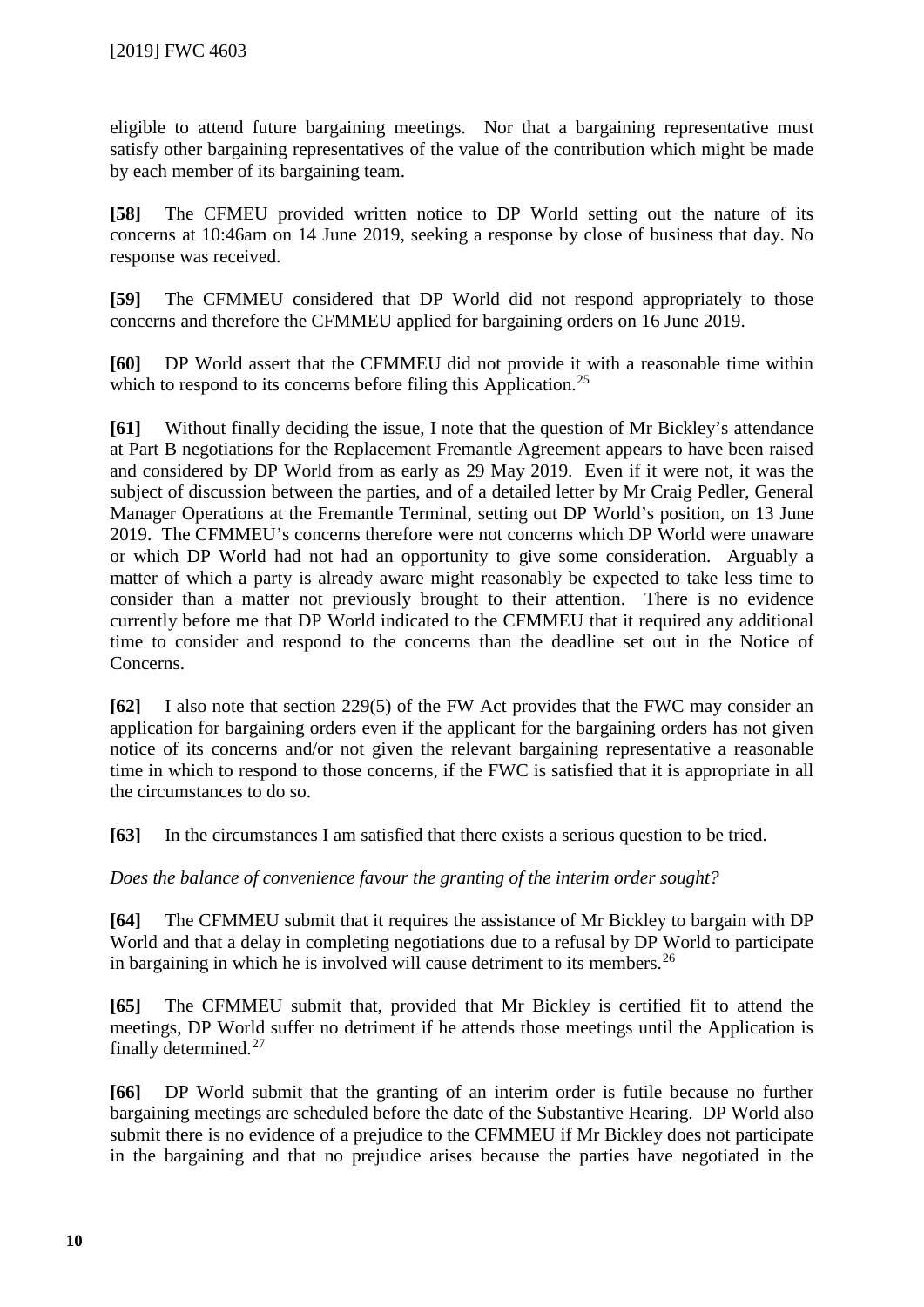eligible to attend future bargaining meetings. Nor that a bargaining representative must satisfy other bargaining representatives of the value of the contribution which might be made by each member of its bargaining team.

**[58]** The CFMEU provided written notice to DP World setting out the nature of its concerns at 10:46am on 14 June 2019, seeking a response by close of business that day. No response was received.

**[59]** The CFMMEU considered that DP World did not respond appropriately to those concerns and therefore the CFMMEU applied for bargaining orders on 16 June 2019.

**[60]** DP World assert that the CFMMEU did not provide it with a reasonable time within which to respond to its concerns before filing this Application.[25]

**[61]** Without finally deciding the issue, I note that the question of Mr Bickley's attendance at Part B negotiations for the Replacement Fremantle Agreement appears to have been raised and considered by DP World from as early as 29 May 2019. Even if it were not, it was the subject of discussion between the parties, and of a detailed letter by Mr Craig Pedler, General Manager Operations at the Fremantle Terminal, setting out DP World's position, on 13 June 2019. The CFMMEU's concerns therefore were not concerns which DP World were unaware or which DP World had not had an opportunity to give some consideration. Arguably a matter of which a party is already aware might reasonably be expected to take less time to consider than a matter not previously brought to their attention. There is no evidence currently before me that DP World indicated to the CFMMEU that it required any additional time to consider and respond to the concerns than the deadline set out in the Notice of Concerns.

**[62]** I also note that section 229(5) of the FW Act provides that the FWC may consider an application for bargaining orders even if the applicant for the bargaining orders has not given notice of its concerns and/or not given the relevant bargaining representative a reasonable time in which to respond to those concerns, if the FWC is satisfied that it is appropriate in all the circumstances to do so.

**[63]** In the circumstances I am satisfied that there exists a serious question to be tried.

*Does the balance of convenience favour the granting of the interim order sought?*

**[64]** The CFMMEU submit that it requires the assistance of Mr Bickley to bargain with DP World and that a delay in completing negotiations due to a refusal by DP World to participate in bargaining in which he is involved will cause detriment to its members.[26]

**[65]** The CFMMEU submit that, provided that Mr Bickley is certified fit to attend the meetings, DP World suffer no detriment if he attends those meetings until the Application is finally determined.[27]

**[66]** DP World submit that the granting of an interim order is futile because no further bargaining meetings are scheduled before the date of the Substantive Hearing. DP World also submit there is no evidence of a prejudice to the CFMMEU if Mr Bickley does not participate in the bargaining and that no prejudice arises because the parties have negotiated in the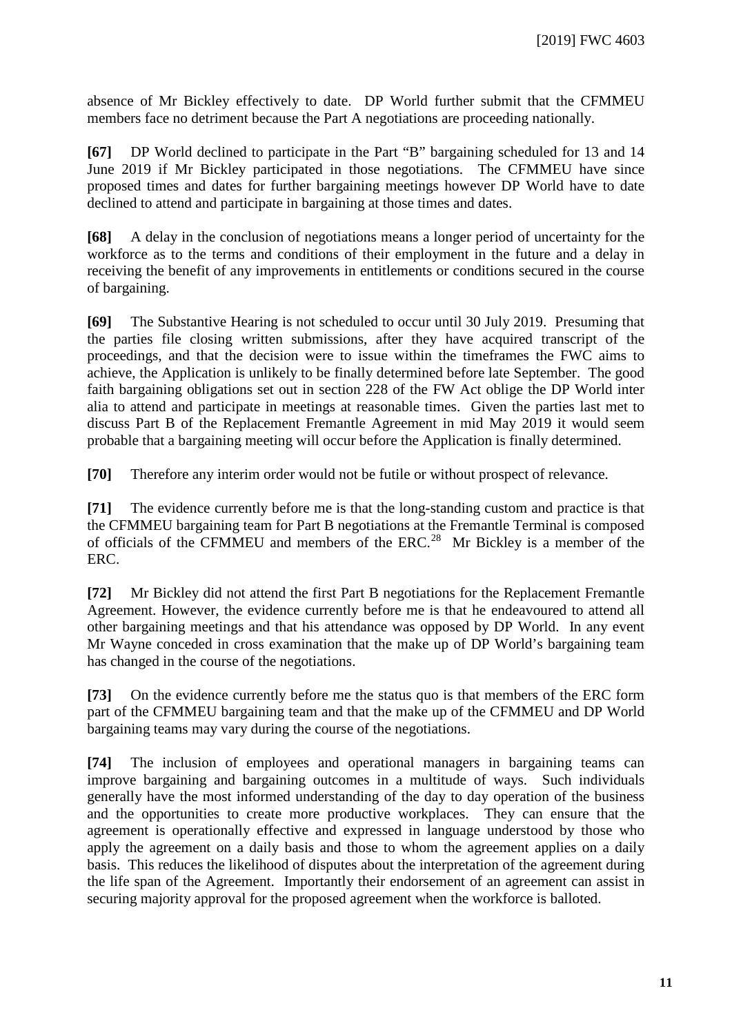absence of Mr Bickley effectively to date. DP World further submit that the CFMMEU members face no detriment because the Part A negotiations are proceeding nationally.

**[67]** DP World declined to participate in the Part "B" bargaining scheduled for 13 and 14 June 2019 if Mr Bickley participated in those negotiations. The CFMMEU have since proposed times and dates for further bargaining meetings however DP World have to date declined to attend and participate in bargaining at those times and dates.

**[68]** A delay in the conclusion of negotiations means a longer period of uncertainty for the workforce as to the terms and conditions of their employment in the future and a delay in receiving the benefit of any improvements in entitlements or conditions secured in the course of bargaining.

**[69]** The Substantive Hearing is not scheduled to occur until 30 July 2019. Presuming that the parties file closing written submissions, after they have acquired transcript of the proceedings, and that the decision were to issue within the timeframes the FWC aims to achieve, the Application is unlikely to be finally determined before late September. The good faith bargaining obligations set out in section 228 of the FW Act oblige the DP World inter alia to attend and participate in meetings at reasonable times. Given the parties last met to discuss Part B of the Replacement Fremantle Agreement in mid May 2019 it would seem probable that a bargaining meeting will occur before the Application is finally determined.

**[70]** Therefore any interim order would not be futile or without prospect of relevance.

**[71]** The evidence currently before me is that the long-standing custom and practice is that the CFMMEU bargaining team for Part B negotiations at the Fremantle Terminal is composed of officials of the CFMMEU and members of the ERC.[28] Mr Bickley is a member of the ERC.

**[72]** Mr Bickley did not attend the first Part B negotiations for the Replacement Fremantle Agreement. However, the evidence currently before me is that he endeavoured to attend all other bargaining meetings and that his attendance was opposed by DP World. In any event Mr Wayne conceded in cross examination that the make up of DP World's bargaining team has changed in the course of the negotiations.

**[73]** On the evidence currently before me the status quo is that members of the ERC form part of the CFMMEU bargaining team and that the make up of the CFMMEU and DP World bargaining teams may vary during the course of the negotiations.

**[74]** The inclusion of employees and operational managers in bargaining teams can improve bargaining and bargaining outcomes in a multitude of ways. Such individuals generally have the most informed understanding of the day to day operation of the business and the opportunities to create more productive workplaces. They can ensure that the agreement is operationally effective and expressed in language understood by those who apply the agreement on a daily basis and those to whom the agreement applies on a daily basis. This reduces the likelihood of disputes about the interpretation of the agreement during the life span of the Agreement. Importantly their endorsement of an agreement can assist in securing majority approval for the proposed agreement when the workforce is balloted.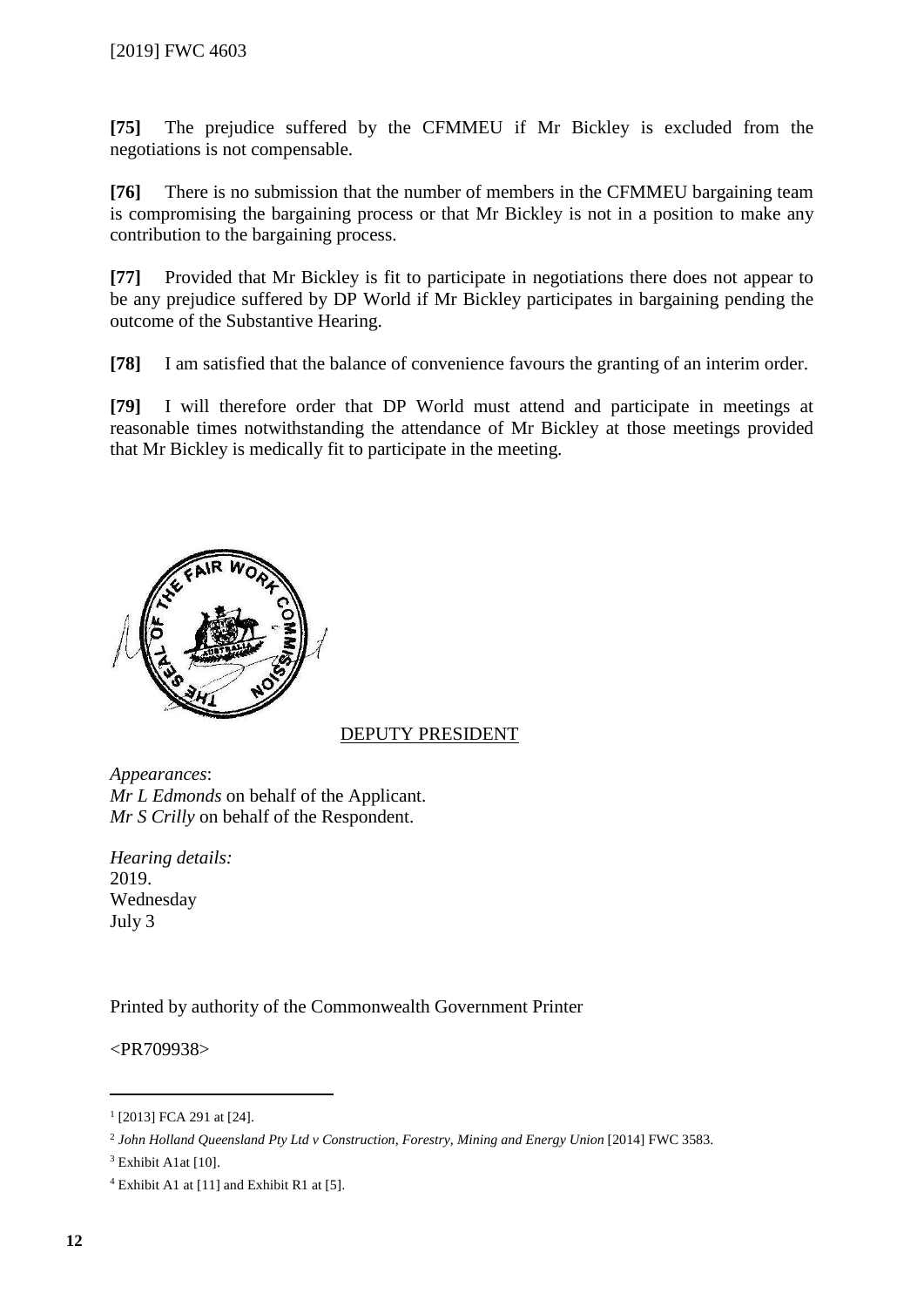**[75]** The prejudice suffered by the CFMMEU if Mr Bickley is excluded from the negotiations is not compensable.

**[76]** There is no submission that the number of members in the CFMMEU bargaining team is compromising the bargaining process or that Mr Bickley is not in a position to make any contribution to the bargaining process.

**[77]** Provided that Mr Bickley is fit to participate in negotiations there does not appear to be any prejudice suffered by DP World if Mr Bickley participates in bargaining pending the outcome of the Substantive Hearing.

**[78]** I am satisfied that the balance of convenience favours the granting of an interim order.

**[79]** I will therefore order that DP World must attend and participate in meetings at reasonable times notwithstanding the attendance of Mr Bickley at those meetings provided that Mr Bickley is medically fit to participate in the meeting.

DEPUTY PRESIDENT

*Appearances*:
*Mr L Edmonds* on behalf of the Applicant.
*Mr S Crilly* on behalf of the Respondent.

*Hearing details:*
2019.
Wednesday
July 3

Printed by authority of the Commonwealth Government Printer

<PR709938>

---

[1] [2013] FCA 291 at [24].

[2] *John Holland Queensland Pty Ltd v Construction, Forestry, Mining and Energy Union* [2014] FWC 3583.

[3] Exhibit A1at [10].

[4] Exhibit A1 at [11] and Exhibit R1 at [5].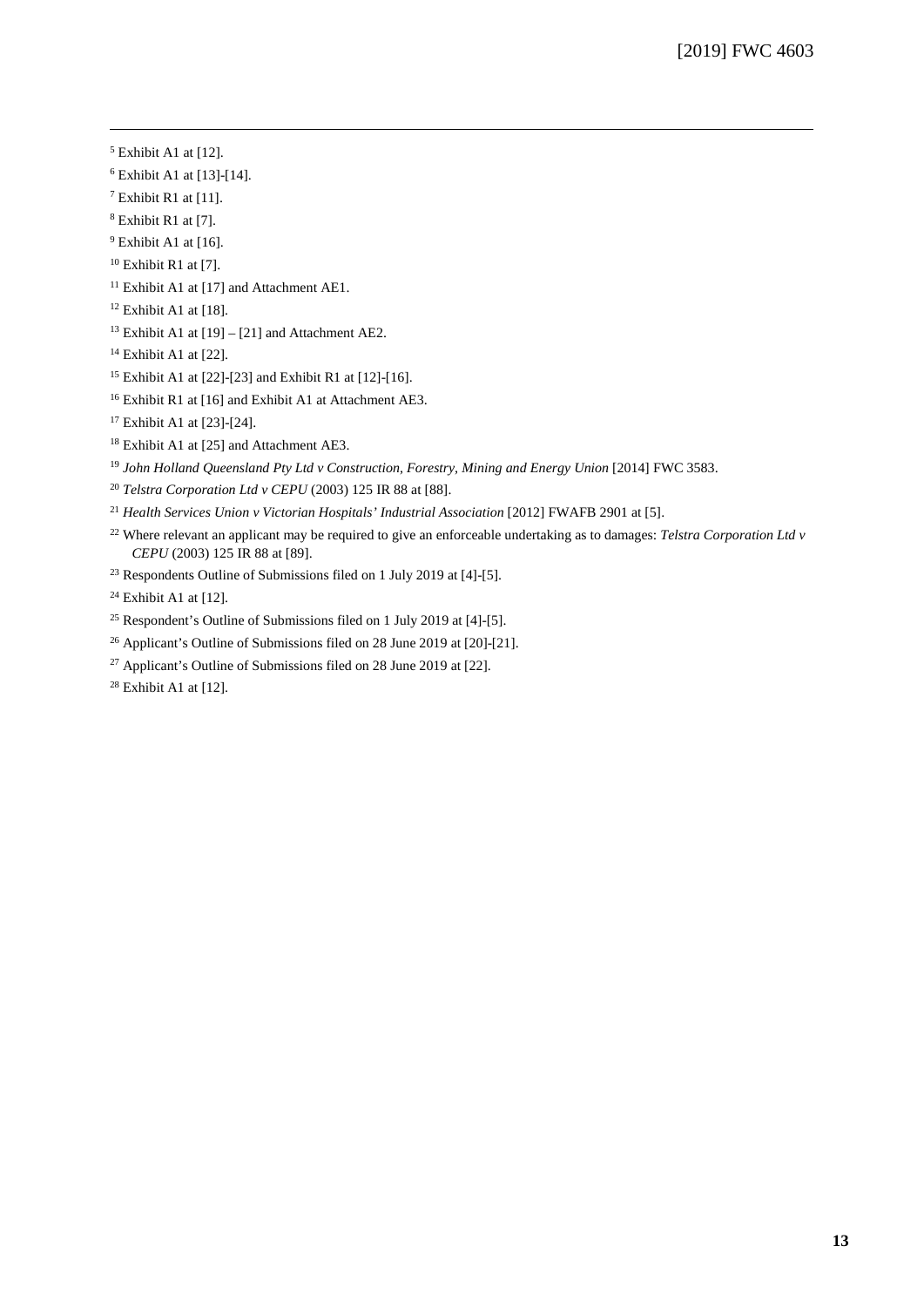[5] Exhibit A1 at [12].

[6] Exhibit A1 at [13]-[14].

[7] Exhibit R1 at [11].

[8] Exhibit R1 at [7].

[9] Exhibit A1 at [16].

[10] Exhibit R1 at [7].

[11] Exhibit A1 at [17] and Attachment AE1.

[12] Exhibit A1 at [18].

[13] Exhibit A1 at [19] – [21] and Attachment AE2.

[14] Exhibit A1 at [22].

[15] Exhibit A1 at [22]-[23] and Exhibit R1 at [12]-[16].

[16] Exhibit R1 at [16] and Exhibit A1 at Attachment AE3.

[17] Exhibit A1 at [23]-[24].

[18] Exhibit A1 at [25] and Attachment AE3.

[19] *John Holland Queensland Pty Ltd v Construction, Forestry, Mining and Energy Union* [2014] FWC 3583.

[20] *Telstra Corporation Ltd v CEPU* (2003) 125 IR 88 at [88].

[21] *Health Services Union v Victorian Hospitals' Industrial Association* [2012] FWAFB 2901 at [5].

[22] Where relevant an applicant may be required to give an enforceable undertaking as to damages: *Telstra Corporation Ltd v CEPU* (2003) 125 IR 88 at [89].

[23] Respondents Outline of Submissions filed on 1 July 2019 at [4]-[5].

[24] Exhibit A1 at [12].

[25] Respondent's Outline of Submissions filed on 1 July 2019 at [4]-[5].

[26] Applicant's Outline of Submissions filed on 28 June 2019 at [20]-[21].

[27] Applicant's Outline of Submissions filed on 28 June 2019 at [22].

[28] Exhibit A1 at [12].